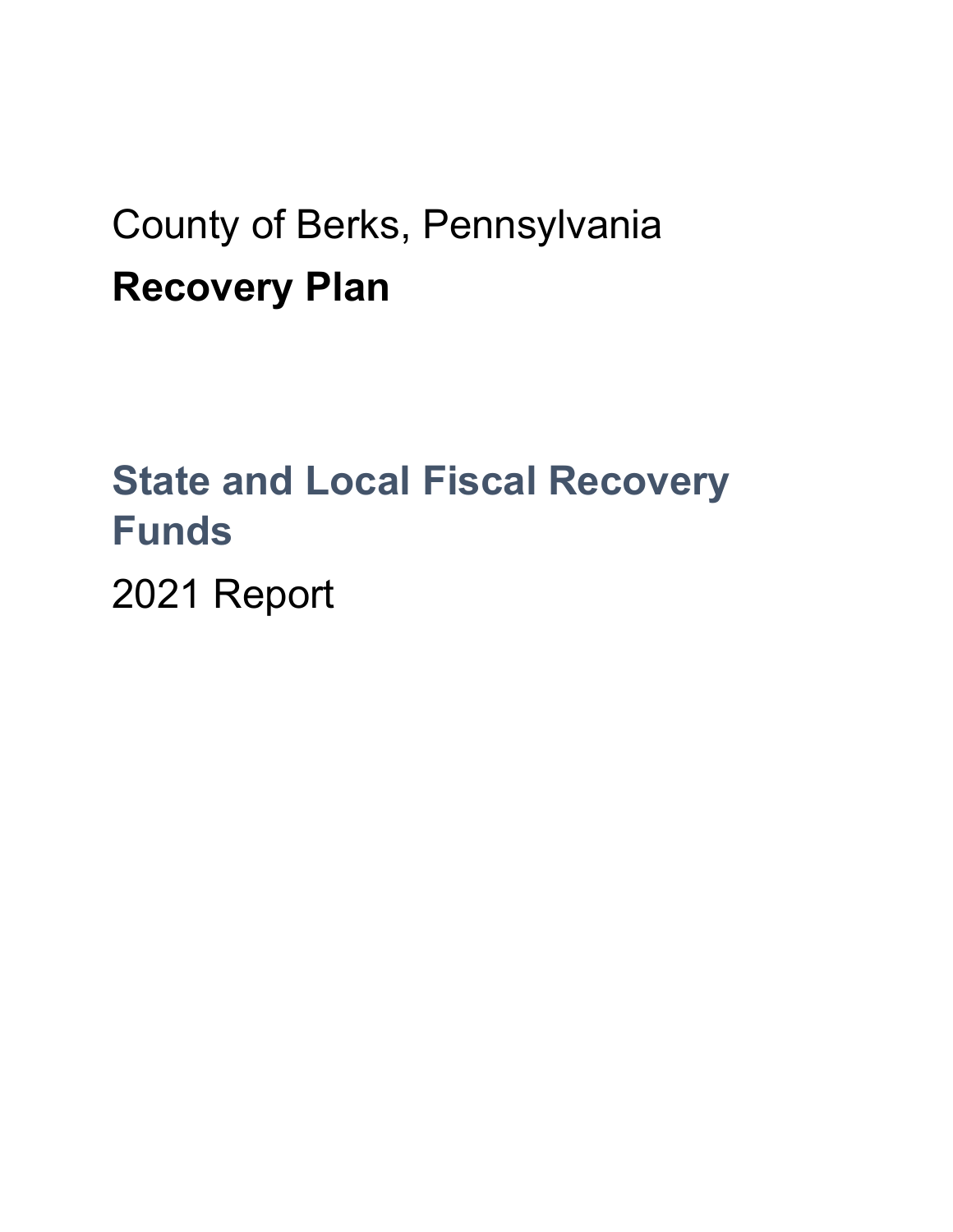County of Berks, Pennsylvania

# Recovery Plan

## State and Local Fiscal Recovery Funds

2021 Report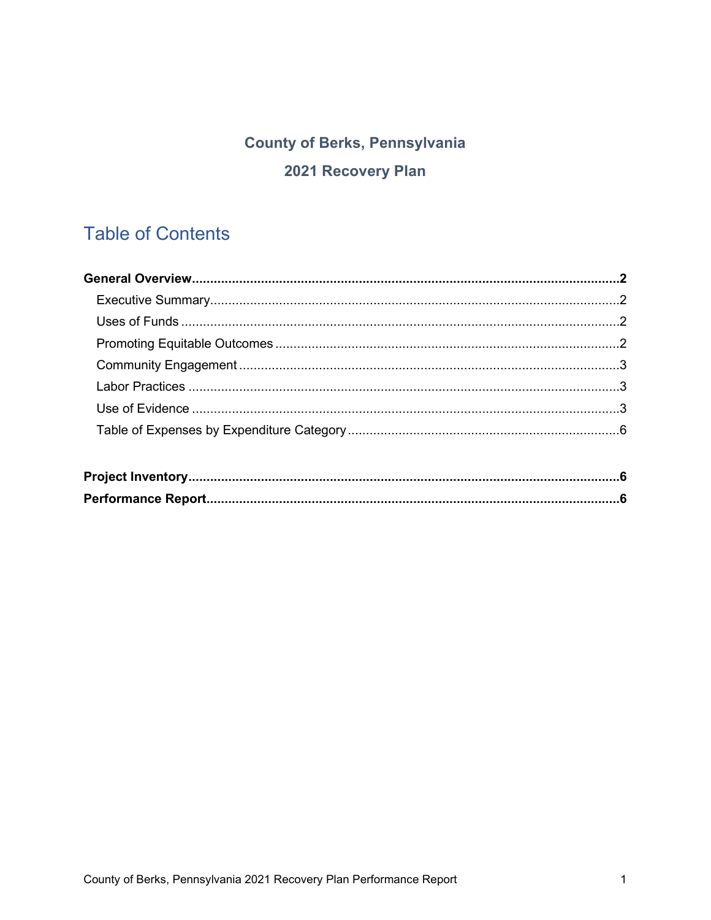**County of Berks, Pennsylvania**

**2021 Recovery Plan**

# Table of Contents

**General Overview......................................................................................................2**

Executive Summary...................................................................................................2

Uses of Funds ..........................................................................................................2

Promoting Equitable Outcomes ................................................................................2

Community Engagement ..........................................................................................3

Labor Practices ........................................................................................................3

Use of Evidence .......................................................................................................3

Table of Expenses by Expenditure Category.............................................................6

**Project Inventory.......................................................................................................6**

**Performance Report..................................................................................................6**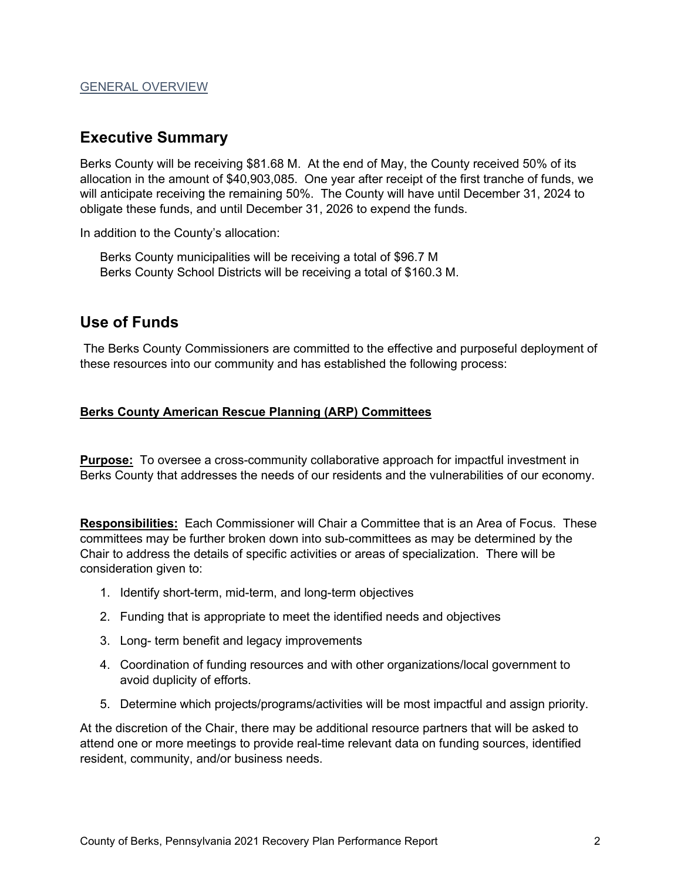GENERAL OVERVIEW

## Executive Summary

Berks County will be receiving $81.68 M. At the end of May, the County received 50% of its allocation in the amount of $40,903,085. One year after receipt of the first tranche of funds, we will anticipate receiving the remaining 50%. The County will have until December 31, 2024 to obligate these funds, and until December 31, 2026 to expend the funds.

In addition to the County's allocation:

Berks County municipalities will be receiving a total of $96.7 M
Berks County School Districts will be receiving a total of $160.3 M.

## Use of Funds

The Berks County Commissioners are committed to the effective and purposeful deployment of these resources into our community and has established the following process:

**Berks County American Rescue Planning (ARP) Committees**

**Purpose:** To oversee a cross-community collaborative approach for impactful investment in Berks County that addresses the needs of our residents and the vulnerabilities of our economy.

**Responsibilities:** Each Commissioner will Chair a Committee that is an Area of Focus. These committees may be further broken down into sub-committees as may be determined by the Chair to address the details of specific activities or areas of specialization. There will be consideration given to:

1. Identify short-term, mid-term, and long-term objectives
2. Funding that is appropriate to meet the identified needs and objectives
3. Long- term benefit and legacy improvements
4. Coordination of funding resources and with other organizations/local government to avoid duplicity of efforts.
5. Determine which projects/programs/activities will be most impactful and assign priority.

At the discretion of the Chair, there may be additional resource partners that will be asked to attend one or more meetings to provide real-time relevant data on funding sources, identified resident, community, and/or business needs.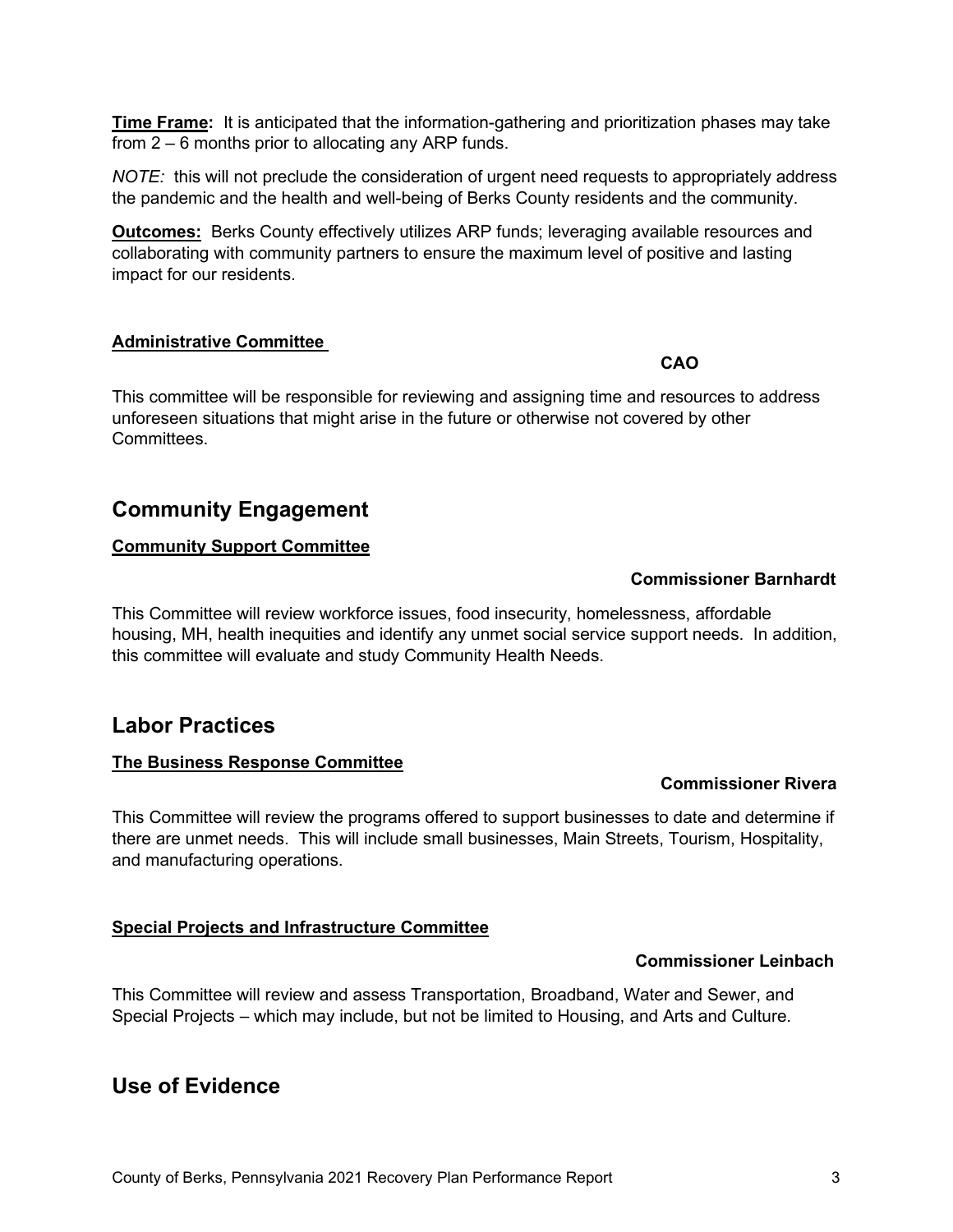**Time Frame:** It is anticipated that the information-gathering and prioritization phases may take from 2 – 6 months prior to allocating any ARP funds.

*NOTE:* this will not preclude the consideration of urgent need requests to appropriately address the pandemic and the health and well-being of Berks County residents and the community.

**Outcomes:** Berks County effectively utilizes ARP funds; leveraging available resources and collaborating with community partners to ensure the maximum level of positive and lasting impact for our residents.

**Administrative Committee**

**CAO**

This committee will be responsible for reviewing and assigning time and resources to address unforeseen situations that might arise in the future or otherwise not covered by other Committees.

## Community Engagement

**Community Support Committee**

**Commissioner Barnhardt**

This Committee will review workforce issues, food insecurity, homelessness, affordable housing, MH, health inequities and identify any unmet social service support needs. In addition, this committee will evaluate and study Community Health Needs.

## Labor Practices

**The Business Response Committee**

**Commissioner Rivera**

This Committee will review the programs offered to support businesses to date and determine if there are unmet needs. This will include small businesses, Main Streets, Tourism, Hospitality, and manufacturing operations.

**Special Projects and Infrastructure Committee**

**Commissioner Leinbach**

This Committee will review and assess Transportation, Broadband, Water and Sewer, and Special Projects – which may include, but not be limited to Housing, and Arts and Culture.

## Use of Evidence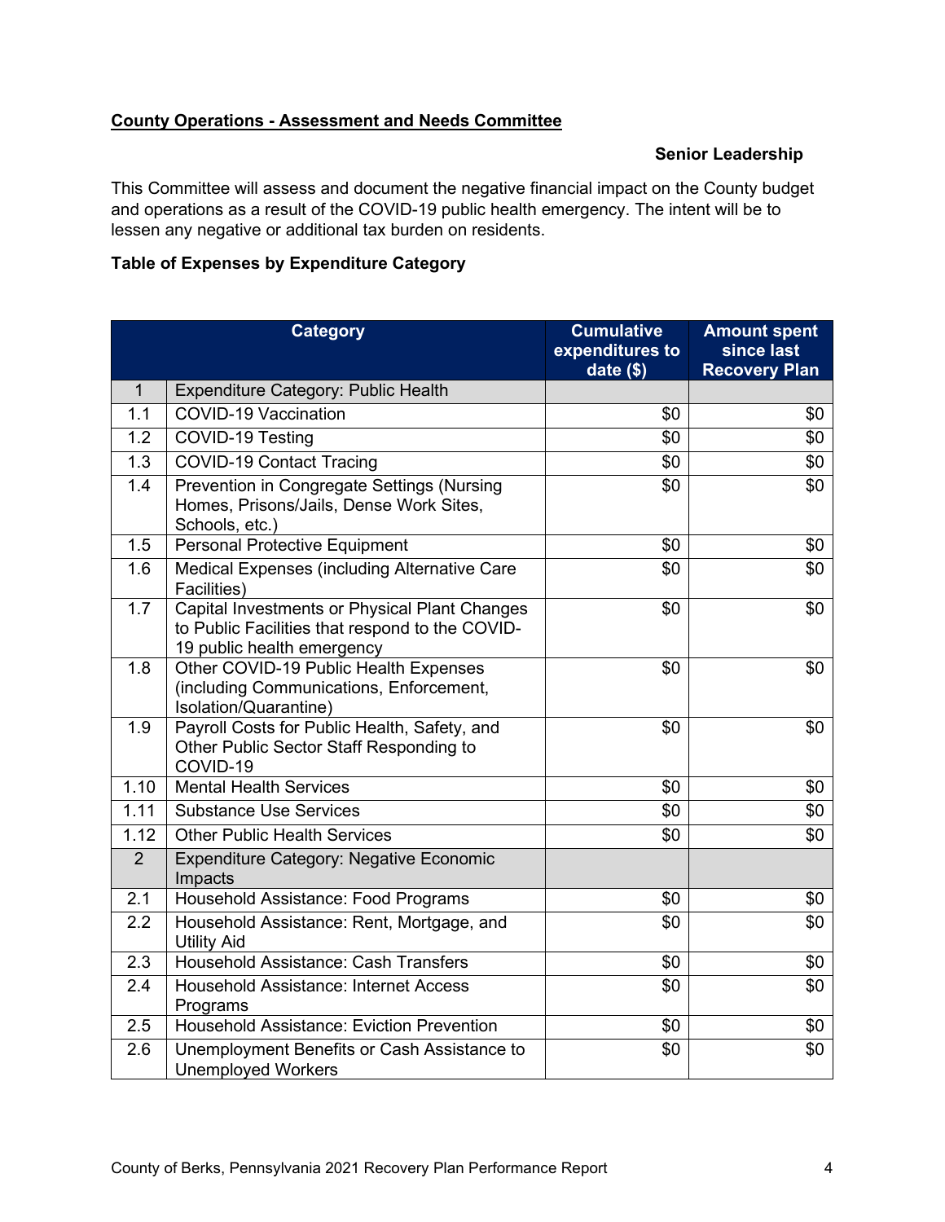**County Operations - Assessment and Needs Committee**

**Senior Leadership**

This Committee will assess and document the negative financial impact on the County budget and operations as a result of the COVID-19 public health emergency. The intent will be to lessen any negative or additional tax burden on residents.

**Table of Expenses by Expenditure Category**

| | Category | Cumulative expenditures to date ($) | Amount spent since last Recovery Plan |
|---|---|---|---|
| 1 | Expenditure Category: Public Health | | |
| 1.1 | COVID-19 Vaccination | $0 | $0 |
| 1.2 | COVID-19 Testing | $0 | $0 |
| 1.3 | COVID-19 Contact Tracing | $0 | $0 |
| 1.4 | Prevention in Congregate Settings (Nursing Homes, Prisons/Jails, Dense Work Sites, Schools, etc.) | $0 | $0 |
| 1.5 | Personal Protective Equipment | $0 | $0 |
| 1.6 | Medical Expenses (including Alternative Care Facilities) | $0 | $0 |
| 1.7 | Capital Investments or Physical Plant Changes to Public Facilities that respond to the COVID-19 public health emergency | $0 | $0 |
| 1.8 | Other COVID-19 Public Health Expenses (including Communications, Enforcement, Isolation/Quarantine) | $0 | $0 |
| 1.9 | Payroll Costs for Public Health, Safety, and Other Public Sector Staff Responding to COVID-19 | $0 | $0 |
| 1.10 | Mental Health Services | $0 | $0 |
| 1.11 | Substance Use Services | $0 | $0 |
| 1.12 | Other Public Health Services | $0 | $0 |
| 2 | Expenditure Category: Negative Economic Impacts | | |
| 2.1 | Household Assistance: Food Programs | $0 | $0 |
| 2.2 | Household Assistance: Rent, Mortgage, and Utility Aid | $0 | $0 |
| 2.3 | Household Assistance: Cash Transfers | $0 | $0 |
| 2.4 | Household Assistance: Internet Access Programs | $0 | $0 |
| 2.5 | Household Assistance: Eviction Prevention | $0 | $0 |
| 2.6 | Unemployment Benefits or Cash Assistance to Unemployed Workers | $0 | $0 |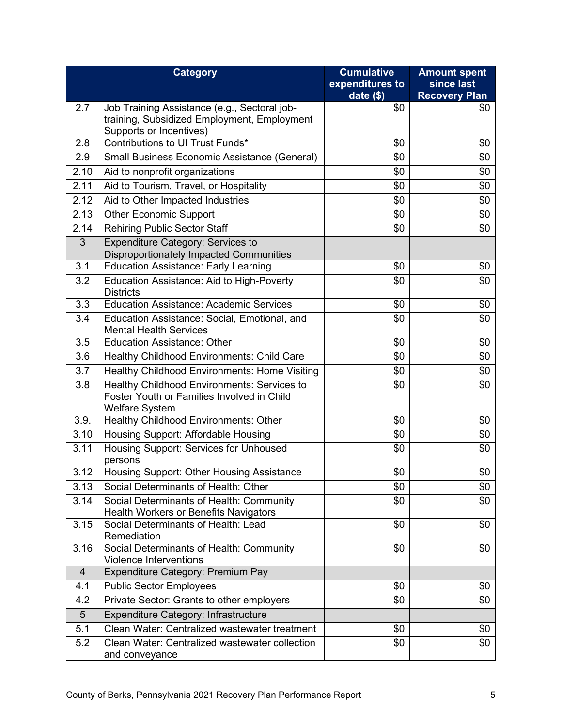| | Category | Cumulative expenditures to date ($) | Amount spent since last Recovery Plan |
|---|---|---|---|
| 2.7 | Job Training Assistance (e.g., Sectoral job-training, Subsidized Employment, Employment Supports or Incentives) | $0 | $0 |
| 2.8 | Contributions to UI Trust Funds* | $0 | $0 |
| 2.9 | Small Business Economic Assistance (General) | $0 | $0 |
| 2.10 | Aid to nonprofit organizations | $0 | $0 |
| 2.11 | Aid to Tourism, Travel, or Hospitality | $0 | $0 |
| 2.12 | Aid to Other Impacted Industries | $0 | $0 |
| 2.13 | Other Economic Support | $0 | $0 |
| 2.14 | Rehiring Public Sector Staff | $0 | $0 |
| 3 | Expenditure Category: Services to Disproportionately Impacted Communities | | |
| 3.1 | Education Assistance: Early Learning | $0 | $0 |
| 3.2 | Education Assistance: Aid to High-Poverty Districts | $0 | $0 |
| 3.3 | Education Assistance: Academic Services | $0 | $0 |
| 3.4 | Education Assistance: Social, Emotional, and Mental Health Services | $0 | $0 |
| 3.5 | Education Assistance: Other | $0 | $0 |
| 3.6 | Healthy Childhood Environments: Child Care | $0 | $0 |
| 3.7 | Healthy Childhood Environments: Home Visiting | $0 | $0 |
| 3.8 | Healthy Childhood Environments: Services to Foster Youth or Families Involved in Child Welfare System | $0 | $0 |
| 3.9. | Healthy Childhood Environments: Other | $0 | $0 |
| 3.10 | Housing Support: Affordable Housing | $0 | $0 |
| 3.11 | Housing Support: Services for Unhoused persons | $0 | $0 |
| 3.12 | Housing Support: Other Housing Assistance | $0 | $0 |
| 3.13 | Social Determinants of Health: Other | $0 | $0 |
| 3.14 | Social Determinants of Health: Community Health Workers or Benefits Navigators | $0 | $0 |
| 3.15 | Social Determinants of Health: Lead Remediation | $0 | $0 |
| 3.16 | Social Determinants of Health: Community Violence Interventions | $0 | $0 |
| 4 | Expenditure Category: Premium Pay | | |
| 4.1 | Public Sector Employees | $0 | $0 |
| 4.2 | Private Sector: Grants to other employers | $0 | $0 |
| 5 | Expenditure Category: Infrastructure | | |
| 5.1 | Clean Water: Centralized wastewater treatment | $0 | $0 |
| 5.2 | Clean Water: Centralized wastewater collection and conveyance | $0 | $0 |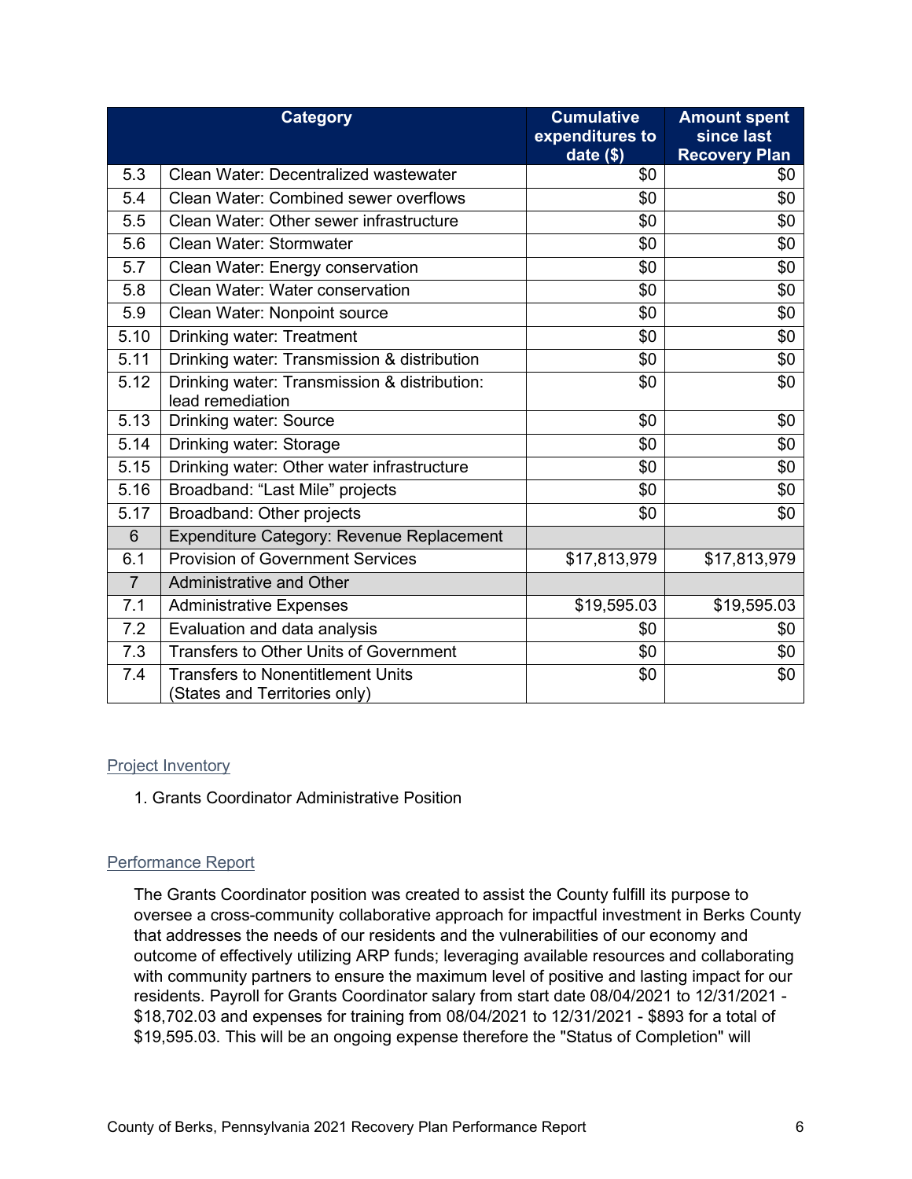| | Category | Cumulative expenditures to date ($) | Amount spent since last Recovery Plan |
|---|---|---|---|
| 5.3 | Clean Water: Decentralized wastewater | $0 | $0 |
| 5.4 | Clean Water: Combined sewer overflows | $0 | $0 |
| 5.5 | Clean Water: Other sewer infrastructure | $0 | $0 |
| 5.6 | Clean Water: Stormwater | $0 | $0 |
| 5.7 | Clean Water: Energy conservation | $0 | $0 |
| 5.8 | Clean Water: Water conservation | $0 | $0 |
| 5.9 | Clean Water: Nonpoint source | $0 | $0 |
| 5.10 | Drinking water: Treatment | $0 | $0 |
| 5.11 | Drinking water: Transmission & distribution | $0 | $0 |
| 5.12 | Drinking water: Transmission & distribution: lead remediation | $0 | $0 |
| 5.13 | Drinking water: Source | $0 | $0 |
| 5.14 | Drinking water: Storage | $0 | $0 |
| 5.15 | Drinking water: Other water infrastructure | $0 | $0 |
| 5.16 | Broadband: “Last Mile” projects | $0 | $0 |
| 5.17 | Broadband: Other projects | $0 | $0 |
| 6 | Expenditure Category: Revenue Replacement | | |
| 6.1 | Provision of Government Services | $17,813,979 | $17,813,979 |
| 7 | Administrative and Other | | |
| 7.1 | Administrative Expenses | $19,595.03 | $19,595.03 |
| 7.2 | Evaluation and data analysis | $0 | $0 |
| 7.3 | Transfers to Other Units of Government | $0 | $0 |
| 7.4 | Transfers to Nonentitlement Units (States and Territories only) | $0 | $0 |

## Project Inventory

1. Grants Coordinator Administrative Position

## Performance Report

The Grants Coordinator position was created to assist the County fulfill its purpose to oversee a cross-community collaborative approach for impactful investment in Berks County that addresses the needs of our residents and the vulnerabilities of our economy and outcome of effectively utilizing ARP funds; leveraging available resources and collaborating with community partners to ensure the maximum level of positive and lasting impact for our residents. Payroll for Grants Coordinator salary from start date 08/04/2021 to 12/31/2021 - $18,702.03 and expenses for training from 08/04/2021 to 12/31/2021 - $893 for a total of $19,595.03. This will be an ongoing expense therefore the "Status of Completion" will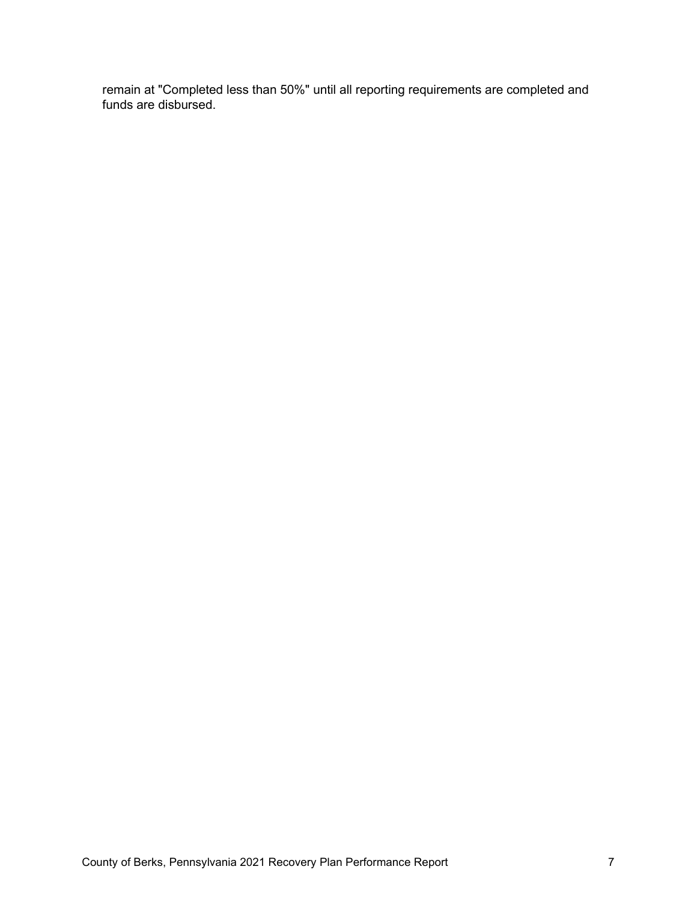remain at "Completed less than 50%" until all reporting requirements are completed and funds are disbursed.